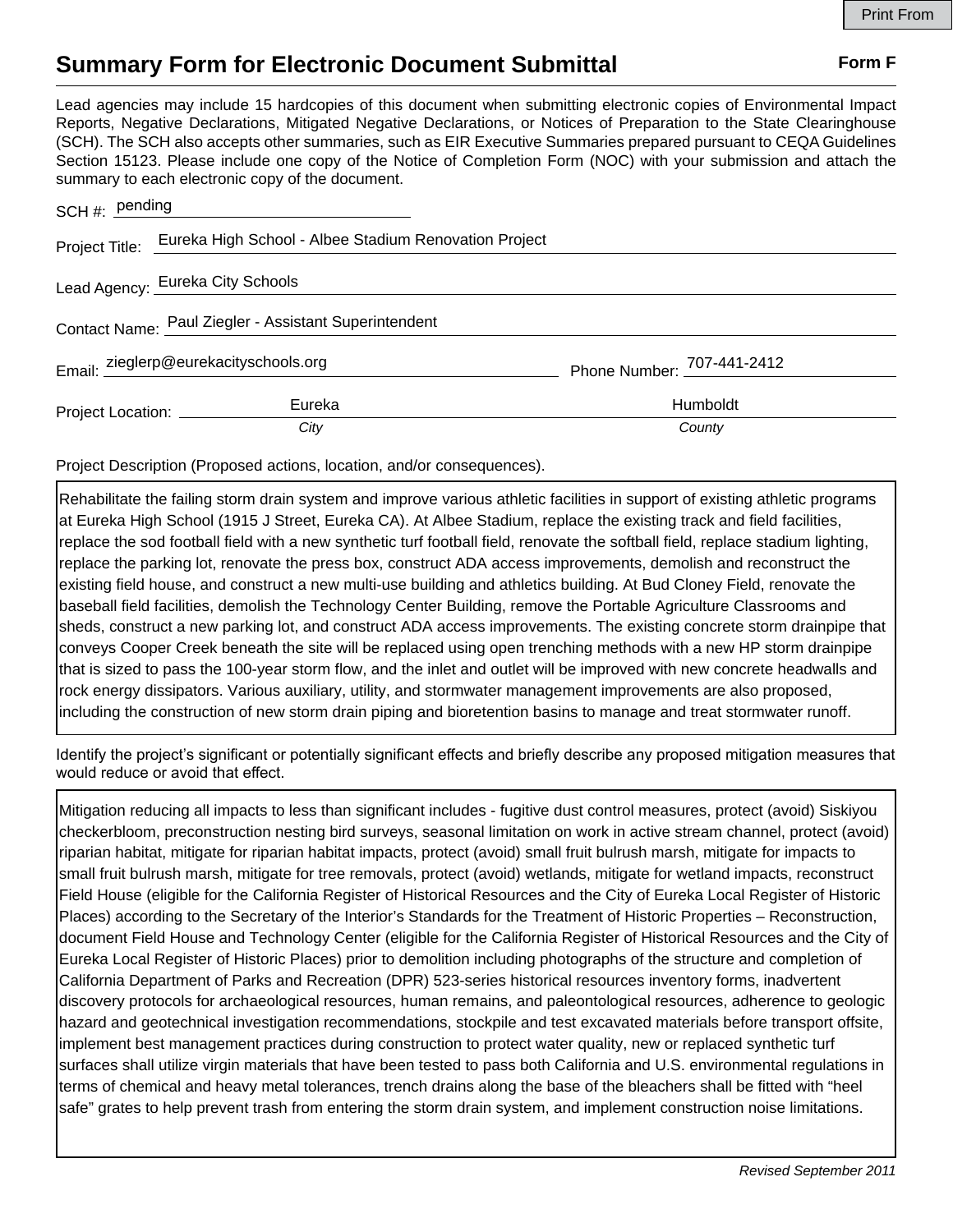# Summary Form for Electronic Document Submittal

**Form F**

Lead agencies may include 15 hardcopies of this document when submitting electronic copies of Environmental Impact Reports, Negative Declarations, Mitigated Negative Declarations, or Notices of Preparation to the State Clearinghouse (SCH). The SCH also accepts other summaries, such as EIR Executive Summaries prepared pursuant to CEQA Guidelines Section 15123. Please include one copy of the Notice of Completion Form (NOC) with your submission and attach the summary to each electronic copy of the document.

SCH #: pending

Project Title: Eureka High School - Albee Stadium Renovation Project

Lead Agency: Eureka City Schools

Contact Name: Paul Ziegler - Assistant Superintendent

Email: zieglerp@eurekacityschools.org

Phone Number: 707-441-2412

Project Location: Eureka (*City*), Humboldt (*County*)

Project Description (Proposed actions, location, and/or consequences).

Rehabilitate the failing storm drain system and improve various athletic facilities in support of existing athletic programs at Eureka High School (1915 J Street, Eureka CA). At Albee Stadium, replace the existing track and field facilities, replace the sod football field with a new synthetic turf football field, renovate the softball field, replace stadium lighting, replace the parking lot, renovate the press box, construct ADA access improvements, demolish and reconstruct the existing field house, and construct a new multi-use building and athletics building. At Bud Cloney Field, renovate the baseball field facilities, demolish the Technology Center Building, remove the Portable Agriculture Classrooms and sheds, construct a new parking lot, and construct ADA access improvements. The existing concrete storm drainpipe that conveys Cooper Creek beneath the site will be replaced using open trenching methods with a new HP storm drainpipe that is sized to pass the 100-year storm flow, and the inlet and outlet will be improved with new concrete headwalls and rock energy dissipators. Various auxiliary, utility, and stormwater management improvements are also proposed, including the construction of new storm drain piping and bioretention basins to manage and treat stormwater runoff.

Identify the project's significant or potentially significant effects and briefly describe any proposed mitigation measures that would reduce or avoid that effect.

Mitigation reducing all impacts to less than significant includes - fugitive dust control measures, protect (avoid) Siskiyou checkerbloom, preconstruction nesting bird surveys, seasonal limitation on work in active stream channel, protect (avoid) riparian habitat, mitigate for riparian habitat impacts, protect (avoid) small fruit bulrush marsh, mitigate for impacts to small fruit bulrush marsh, mitigate for tree removals, protect (avoid) wetlands, mitigate for wetland impacts, reconstruct Field House (eligible for the California Register of Historical Resources and the City of Eureka Local Register of Historic Places) according to the Secretary of the Interior's Standards for the Treatment of Historic Properties – Reconstruction, document Field House and Technology Center (eligible for the California Register of Historical Resources and the City of Eureka Local Register of Historic Places) prior to demolition including photographs of the structure and completion of California Department of Parks and Recreation (DPR) 523-series historical resources inventory forms, inadvertent discovery protocols for archaeological resources, human remains, and paleontological resources, adherence to geologic hazard and geotechnical investigation recommendations, stockpile and test excavated materials before transport offsite, implement best management practices during construction to protect water quality, new or replaced synthetic turf surfaces shall utilize virgin materials that have been tested to pass both California and U.S. environmental regulations in terms of chemical and heavy metal tolerances, trench drains along the base of the bleachers shall be fitted with "heel safe" grates to help prevent trash from entering the storm drain system, and implement construction noise limitations.

*Revised September 2011*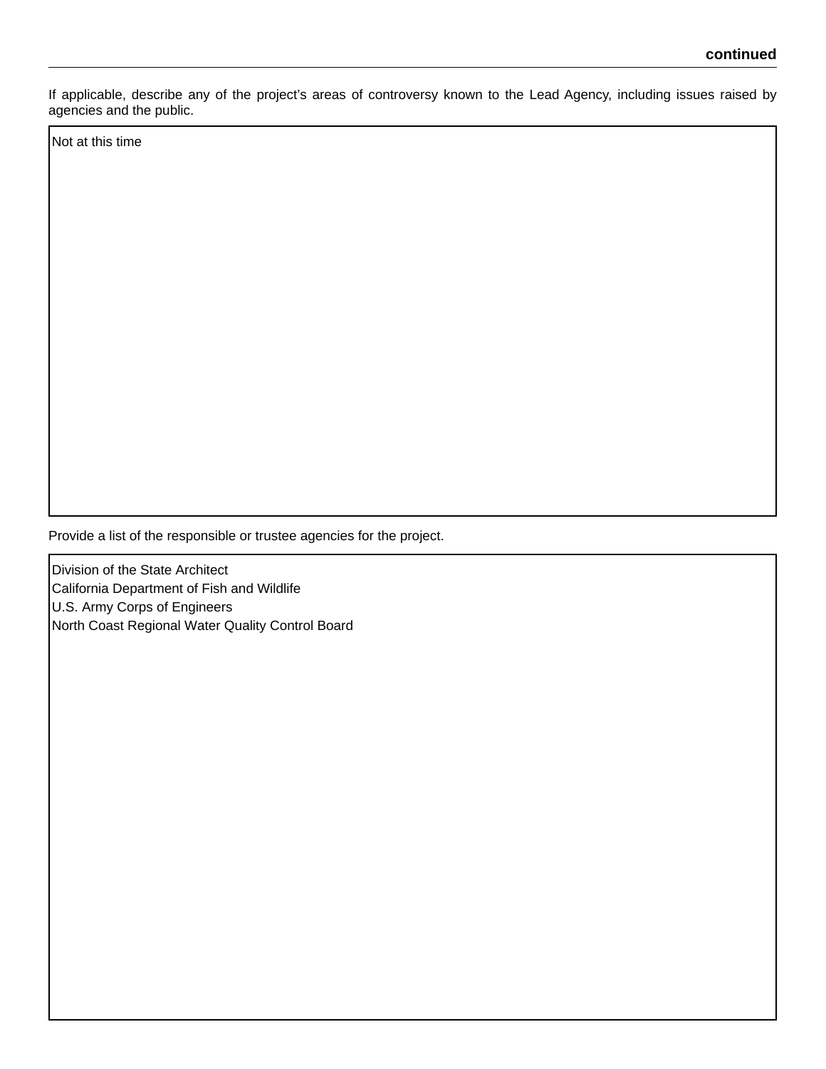**continued**

If applicable, describe any of the project's areas of controversy known to the Lead Agency, including issues raised by agencies and the public.

Not at this time

Provide a list of the responsible or trustee agencies for the project.

Division of the State Architect
California Department of Fish and Wildlife
U.S. Army Corps of Engineers
North Coast Regional Water Quality Control Board